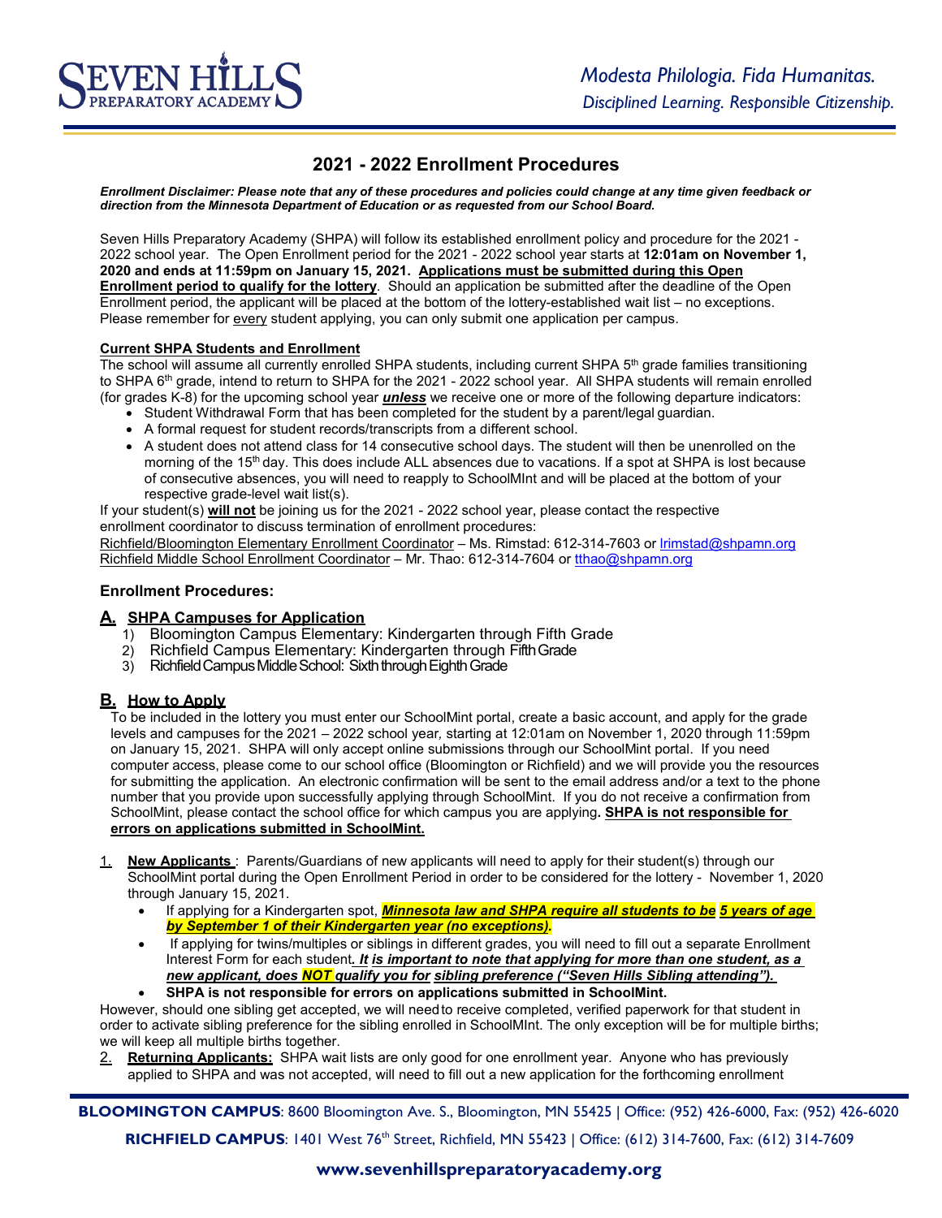# 2021 - 2022 Enrollment Procedures

***Enrollment Disclaimer: Please note that any of these procedures and policies could change at any time given feedback or direction from the Minnesota Department of Education or as requested from our School Board.***

Seven Hills Preparatory Academy (SHPA) will follow its established enrollment policy and procedure for the 2021 - 2022 school year. The Open Enrollment period for the 2021 - 2022 school year starts at **12:01am on November 1, 2020 and ends at 11:59pm on January 15, 2021. Applications must be submitted during this Open Enrollment period to qualify for the lottery**. Should an application be submitted after the deadline of the Open Enrollment period, the applicant will be placed at the bottom of the lottery-established wait list – no exceptions. Please remember for every student applying, you can only submit one application per campus.

**Current SHPA Students and Enrollment**

The school will assume all currently enrolled SHPA students, including current SHPA 5th grade families transitioning to SHPA 6th grade, intend to return to SHPA for the 2021 - 2022 school year. All SHPA students will remain enrolled (for grades K-8) for the upcoming school year ***unless*** we receive one or more of the following departure indicators:

- Student Withdrawal Form that has been completed for the student by a parent/legal guardian.
- A formal request for student records/transcripts from a different school.
- A student does not attend class for 14 consecutive school days. The student will then be unenrolled on the morning of the 15th day. This does include ALL absences due to vacations. If a spot at SHPA is lost because of consecutive absences, you will need to reapply to SchoolMInt and will be placed at the bottom of your respective grade-level wait list(s).

If your student(s) **will not** be joining us for the 2021 - 2022 school year, please contact the respective enrollment coordinator to discuss termination of enrollment procedures:

Richfield/Bloomington Elementary Enrollment Coordinator – Ms. Rimstad: 612-314-7603 or lrimstad@shpamn.org
Richfield Middle School Enrollment Coordinator – Mr. Thao: 612-314-7604 or tthao@shpamn.org

## Enrollment Procedures:

### A. SHPA Campuses for Application

1) Bloomington Campus Elementary: Kindergarten through Fifth Grade
2) Richfield Campus Elementary: Kindergarten through Fifth Grade
3) Richfield Campus Middle School: Sixth through Eighth Grade

### B. How to Apply

To be included in the lottery you must enter our SchoolMint portal, create a basic account, and apply for the grade levels and campuses for the 2021 – 2022 school year, starting at 12:01am on November 1, 2020 through 11:59pm on January 15, 2021. SHPA will only accept online submissions through our SchoolMint portal. If you need computer access, please come to our school office (Bloomington or Richfield) and we will provide you the resources for submitting the application. An electronic confirmation will be sent to the email address and/or a text to the phone number that you provide upon successfully applying through SchoolMint. If you do not receive a confirmation from SchoolMint, please contact the school office for which campus you are applying**. SHPA is not responsible for errors on applications submitted in SchoolMint.**

1. **New Applicants** : Parents/Guardians of new applicants will need to apply for their student(s) through our SchoolMint portal during the Open Enrollment Period in order to be considered for the lottery - November 1, 2020 through January 15, 2021.
   - If applying for a Kindergarten spot, ***Minnesota law and SHPA require all students to be 5 years of age by September 1 of their Kindergarten year (no exceptions).***
   - If applying for twins/multiples or siblings in different grades, you will need to fill out a separate Enrollment Interest Form for each student***. It is important to note that applying for more than one student, as a new applicant, does NOT qualify you for sibling preference ("Seven Hills Sibling attending").***
   - **SHPA is not responsible for errors on applications submitted in SchoolMint.**

   However, should one sibling get accepted, we will need to receive completed, verified paperwork for that student in order to activate sibling preference for the sibling enrolled in SchoolMInt. The only exception will be for multiple births; we will keep all multiple births together.

2. **Returning Applicants:** SHPA wait lists are only good for one enrollment year. Anyone who has previously applied to SHPA and was not accepted, will need to fill out a new application for the forthcoming enrollment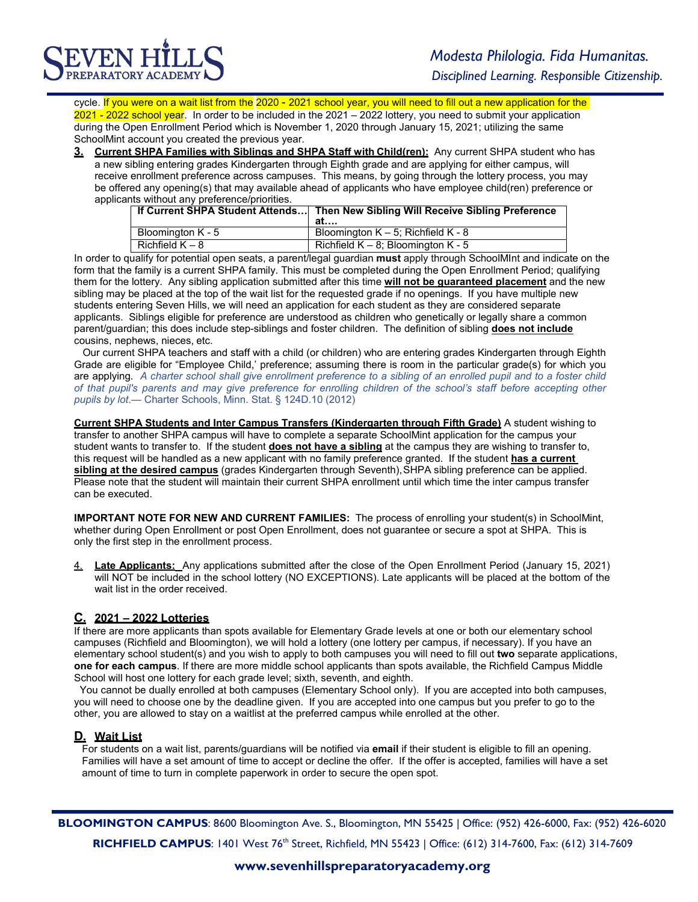cycle. If you were on a wait list from the 2020 - 2021 school year, you will need to fill out a new application for the 2021 - 2022 school year. In order to be included in the 2021 – 2022 lottery, you need to submit your application during the Open Enrollment Period which is November 1, 2020 through January 15, 2021; utilizing the same SchoolMint account you created the previous year.

3. **Current SHPA Families with Siblings and SHPA Staff with Child(ren):** Any current SHPA student who has a new sibling entering grades Kindergarten through Eighth grade and are applying for either campus, will receive enrollment preference across campuses. This means, by going through the lottery process, you may be offered any opening(s) that may available ahead of applicants who have employee child(ren) preference or applicants without any preference/priorities.

| If Current SHPA Student Attends… | Then New Sibling Will Receive Sibling Preference at…. |
|---|---|
| Bloomington K - 5 | Bloomington K – 5; Richfield K - 8 |
| Richfield K – 8 | Richfield K – 8; Bloomington K - 5 |

In order to qualify for potential open seats, a parent/legal guardian **must** apply through SchoolMInt and indicate on the form that the family is a current SHPA family. This must be completed during the Open Enrollment Period; qualifying them for the lottery. Any sibling application submitted after this time **will not be guaranteed placement** and the new sibling may be placed at the top of the wait list for the requested grade if no openings. If you have multiple new students entering Seven Hills, we will need an application for each student as they are considered separate applicants. Siblings eligible for preference are understood as children who genetically or legally share a common parent/guardian; this does include step-siblings and foster children. The definition of sibling **does not include** cousins, nephews, nieces, etc.

Our current SHPA teachers and staff with a child (or children) who are entering grades Kindergarten through Eighth Grade are eligible for "Employee Child,' preference; assuming there is room in the particular grade(s) for which you are applying. *A charter school shall give enrollment preference to a sibling of an enrolled pupil and to a foster child of that pupil's parents and may give preference for enrolling children of the school's staff before accepting other pupils by lot.*— Charter Schools, Minn. Stat. § 124D.10 (2012)

**Current SHPA Students and Inter Campus Transfers (Kindergarten through Fifth Grade)** A student wishing to transfer to another SHPA campus will have to complete a separate SchoolMint application for the campus your student wants to transfer to. If the student **does not have a sibling** at the campus they are wishing to transfer to, this request will be handled as a new applicant with no family preference granted. If the student **has a current sibling at the desired campus** (grades Kindergarten through Seventh), SHPA sibling preference can be applied. Please note that the student will maintain their current SHPA enrollment until which time the inter campus transfer can be executed.

**IMPORTANT NOTE FOR NEW AND CURRENT FAMILIES:** The process of enrolling your student(s) in SchoolMint, whether during Open Enrollment or post Open Enrollment, does not guarantee or secure a spot at SHPA. This is only the first step in the enrollment process.

4. **Late Applicants:** Any applications submitted after the close of the Open Enrollment Period (January 15, 2021) will NOT be included in the school lottery (NO EXCEPTIONS). Late applicants will be placed at the bottom of the wait list in the order received.

## C. 2021 – 2022 Lotteries

If there are more applicants than spots available for Elementary Grade levels at one or both our elementary school campuses (Richfield and Bloomington), we will hold a lottery (one lottery per campus, if necessary). If you have an elementary school student(s) and you wish to apply to both campuses you will need to fill out **two** separate applications, **one for each campus**. If there are more middle school applicants than spots available, the Richfield Campus Middle School will host one lottery for each grade level; sixth, seventh, and eighth.

You cannot be dually enrolled at both campuses (Elementary School only). If you are accepted into both campuses, you will need to choose one by the deadline given. If you are accepted into one campus but you prefer to go to the other, you are allowed to stay on a waitlist at the preferred campus while enrolled at the other.

## D. Wait List

For students on a wait list, parents/guardians will be notified via **email** if their student is eligible to fill an opening. Families will have a set amount of time to accept or decline the offer. If the offer is accepted, families will have a set amount of time to turn in complete paperwork in order to secure the open spot.